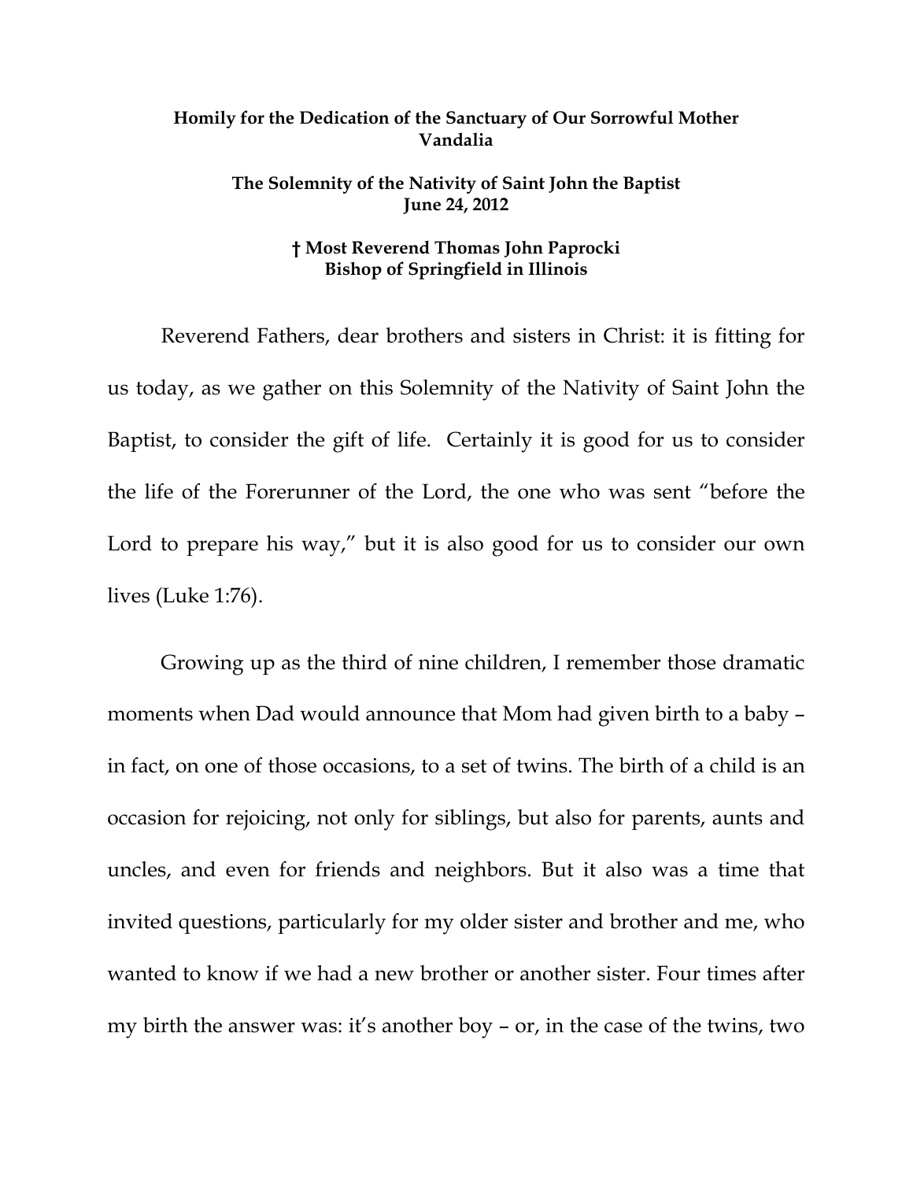**Homily for the Dedication of the Sanctuary of Our Sorrowful Mother Vandalia**

**The Solemnity of the Nativity of Saint John the Baptist June 24, 2012**

**† Most Reverend Thomas John Paprocki Bishop of Springfield in Illinois**

Reverend Fathers, dear brothers and sisters in Christ: it is fitting for us today, as we gather on this Solemnity of the Nativity of Saint John the Baptist, to consider the gift of life. Certainly it is good for us to consider the life of the Forerunner of the Lord, the one who was sent "before the Lord to prepare his way," but it is also good for us to consider our own lives (Luke 1:76).

Growing up as the third of nine children, I remember those dramatic moments when Dad would announce that Mom had given birth to a baby – in fact, on one of those occasions, to a set of twins. The birth of a child is an occasion for rejoicing, not only for siblings, but also for parents, aunts and uncles, and even for friends and neighbors. But it also was a time that invited questions, particularly for my older sister and brother and me, who wanted to know if we had a new brother or another sister. Four times after my birth the answer was: it's another boy – or, in the case of the twins, two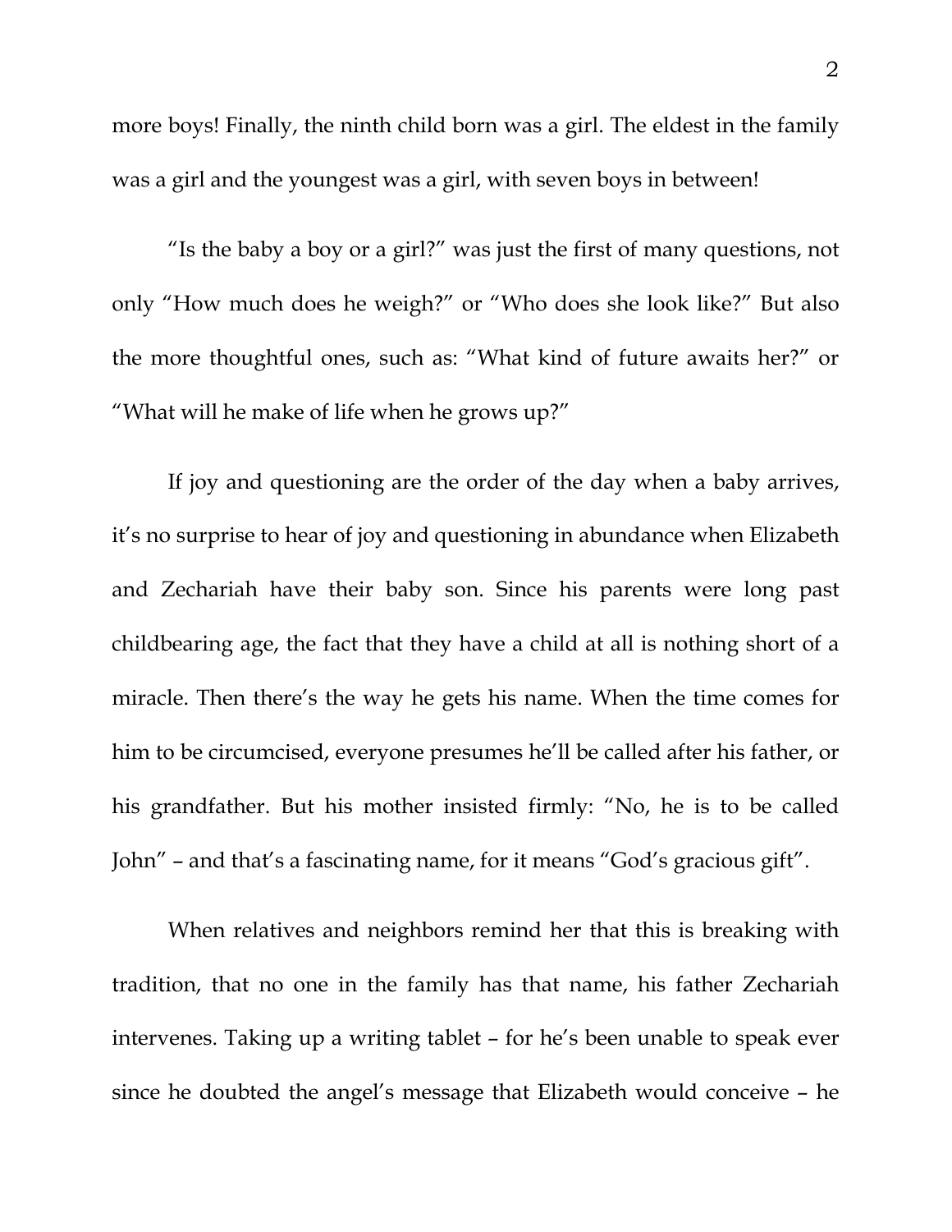more boys! Finally, the ninth child born was a girl. The eldest in the family was a girl and the youngest was a girl, with seven boys in between!

"Is the baby a boy or a girl?" was just the first of many questions, not only "How much does he weigh?" or "Who does she look like?" But also the more thoughtful ones, such as: "What kind of future awaits her?" or "What will he make of life when he grows up?"

If joy and questioning are the order of the day when a baby arrives, it's no surprise to hear of joy and questioning in abundance when Elizabeth and Zechariah have their baby son. Since his parents were long past childbearing age, the fact that they have a child at all is nothing short of a miracle. Then there's the way he gets his name. When the time comes for him to be circumcised, everyone presumes he'll be called after his father, or his grandfather. But his mother insisted firmly: "No, he is to be called John" – and that's a fascinating name, for it means "God's gracious gift".

When relatives and neighbors remind her that this is breaking with tradition, that no one in the family has that name, his father Zechariah intervenes. Taking up a writing tablet – for he's been unable to speak ever since he doubted the angel's message that Elizabeth would conceive – he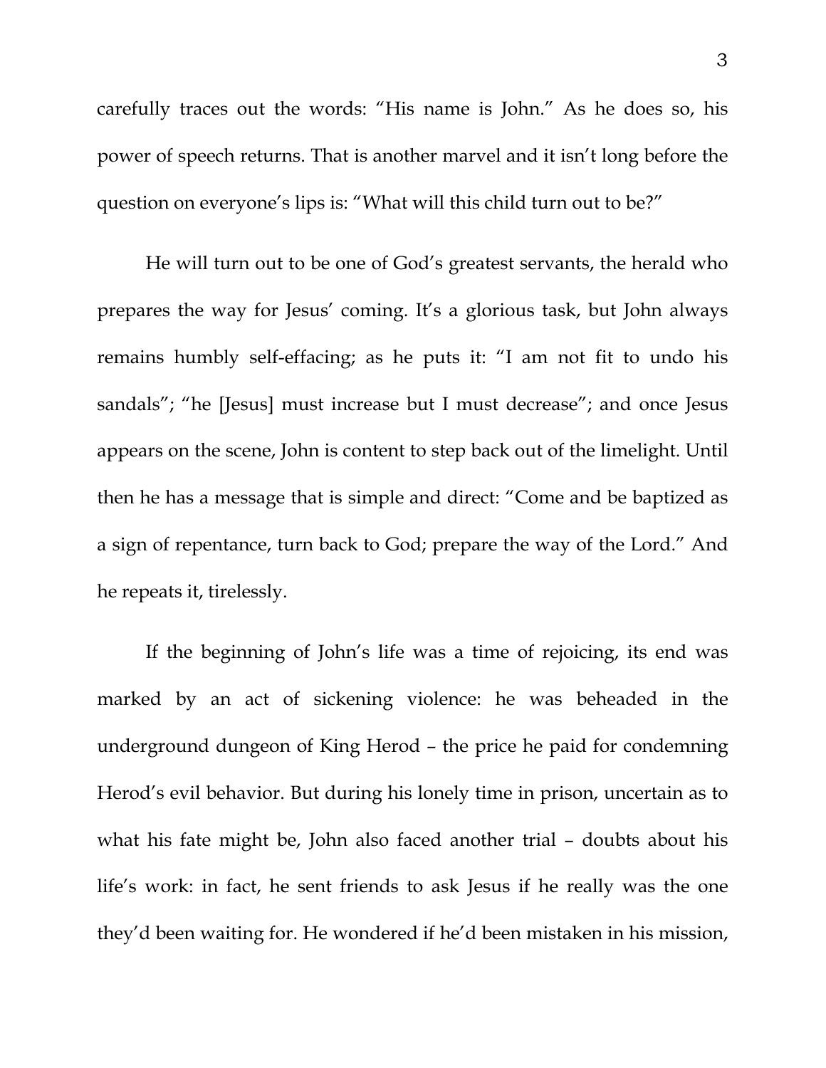carefully traces out the words: "His name is John." As he does so, his power of speech returns. That is another marvel and it isn't long before the question on everyone's lips is: "What will this child turn out to be?"

He will turn out to be one of God's greatest servants, the herald who prepares the way for Jesus' coming. It's a glorious task, but John always remains humbly self-effacing; as he puts it: "I am not fit to undo his sandals"; "he [Jesus] must increase but I must decrease"; and once Jesus appears on the scene, John is content to step back out of the limelight. Until then he has a message that is simple and direct: "Come and be baptized as a sign of repentance, turn back to God; prepare the way of the Lord." And he repeats it, tirelessly.

If the beginning of John's life was a time of rejoicing, its end was marked by an act of sickening violence: he was beheaded in the underground dungeon of King Herod – the price he paid for condemning Herod's evil behavior. But during his lonely time in prison, uncertain as to what his fate might be, John also faced another trial – doubts about his life's work: in fact, he sent friends to ask Jesus if he really was the one they'd been waiting for. He wondered if he'd been mistaken in his mission,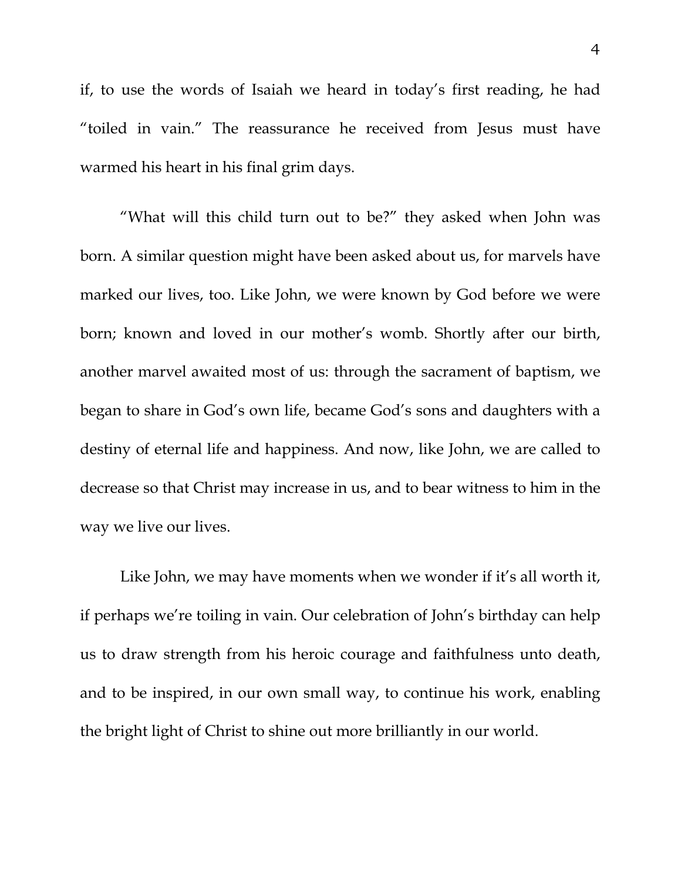if, to use the words of Isaiah we heard in today's first reading, he had "toiled in vain." The reassurance he received from Jesus must have warmed his heart in his final grim days.

"What will this child turn out to be?" they asked when John was born. A similar question might have been asked about us, for marvels have marked our lives, too. Like John, we were known by God before we were born; known and loved in our mother's womb. Shortly after our birth, another marvel awaited most of us: through the sacrament of baptism, we began to share in God's own life, became God's sons and daughters with a destiny of eternal life and happiness. And now, like John, we are called to decrease so that Christ may increase in us, and to bear witness to him in the way we live our lives.

Like John, we may have moments when we wonder if it's all worth it, if perhaps we're toiling in vain. Our celebration of John's birthday can help us to draw strength from his heroic courage and faithfulness unto death, and to be inspired, in our own small way, to continue his work, enabling the bright light of Christ to shine out more brilliantly in our world.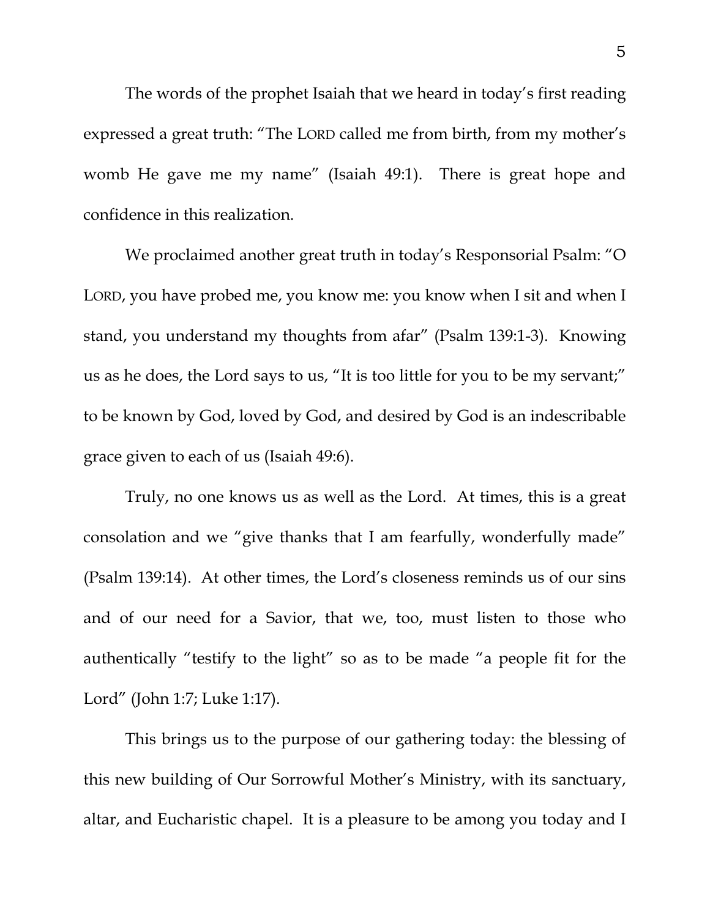The words of the prophet Isaiah that we heard in today's first reading expressed a great truth: "The LORD called me from birth, from my mother's womb He gave me my name" (Isaiah 49:1). There is great hope and confidence in this realization.

We proclaimed another great truth in today's Responsorial Psalm: "O LORD, you have probed me, you know me: you know when I sit and when I stand, you understand my thoughts from afar" (Psalm 139:1-3). Knowing us as he does, the Lord says to us, "It is too little for you to be my servant;" to be known by God, loved by God, and desired by God is an indescribable grace given to each of us (Isaiah 49:6).

Truly, no one knows us as well as the Lord. At times, this is a great consolation and we "give thanks that I am fearfully, wonderfully made" (Psalm 139:14). At other times, the Lord's closeness reminds us of our sins and of our need for a Savior, that we, too, must listen to those who authentically "testify to the light" so as to be made "a people fit for the Lord" (John 1:7; Luke 1:17).

This brings us to the purpose of our gathering today: the blessing of this new building of Our Sorrowful Mother's Ministry, with its sanctuary, altar, and Eucharistic chapel. It is a pleasure to be among you today and I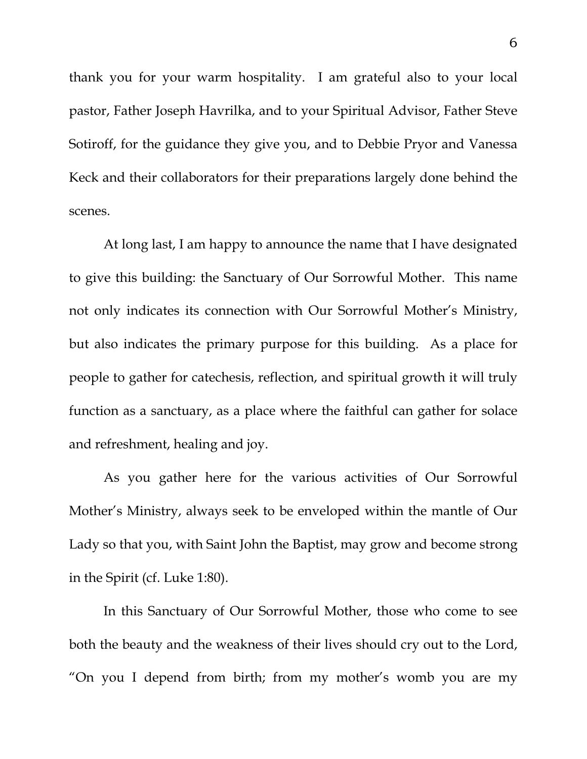thank you for your warm hospitality. I am grateful also to your local pastor, Father Joseph Havrilka, and to your Spiritual Advisor, Father Steve Sotiroff, for the guidance they give you, and to Debbie Pryor and Vanessa Keck and their collaborators for their preparations largely done behind the scenes.

At long last, I am happy to announce the name that I have designated to give this building: the Sanctuary of Our Sorrowful Mother. This name not only indicates its connection with Our Sorrowful Mother's Ministry, but also indicates the primary purpose for this building. As a place for people to gather for catechesis, reflection, and spiritual growth it will truly function as a sanctuary, as a place where the faithful can gather for solace and refreshment, healing and joy.

As you gather here for the various activities of Our Sorrowful Mother's Ministry, always seek to be enveloped within the mantle of Our Lady so that you, with Saint John the Baptist, may grow and become strong in the Spirit (cf. Luke 1:80).

In this Sanctuary of Our Sorrowful Mother, those who come to see both the beauty and the weakness of their lives should cry out to the Lord, "On you I depend from birth; from my mother's womb you are my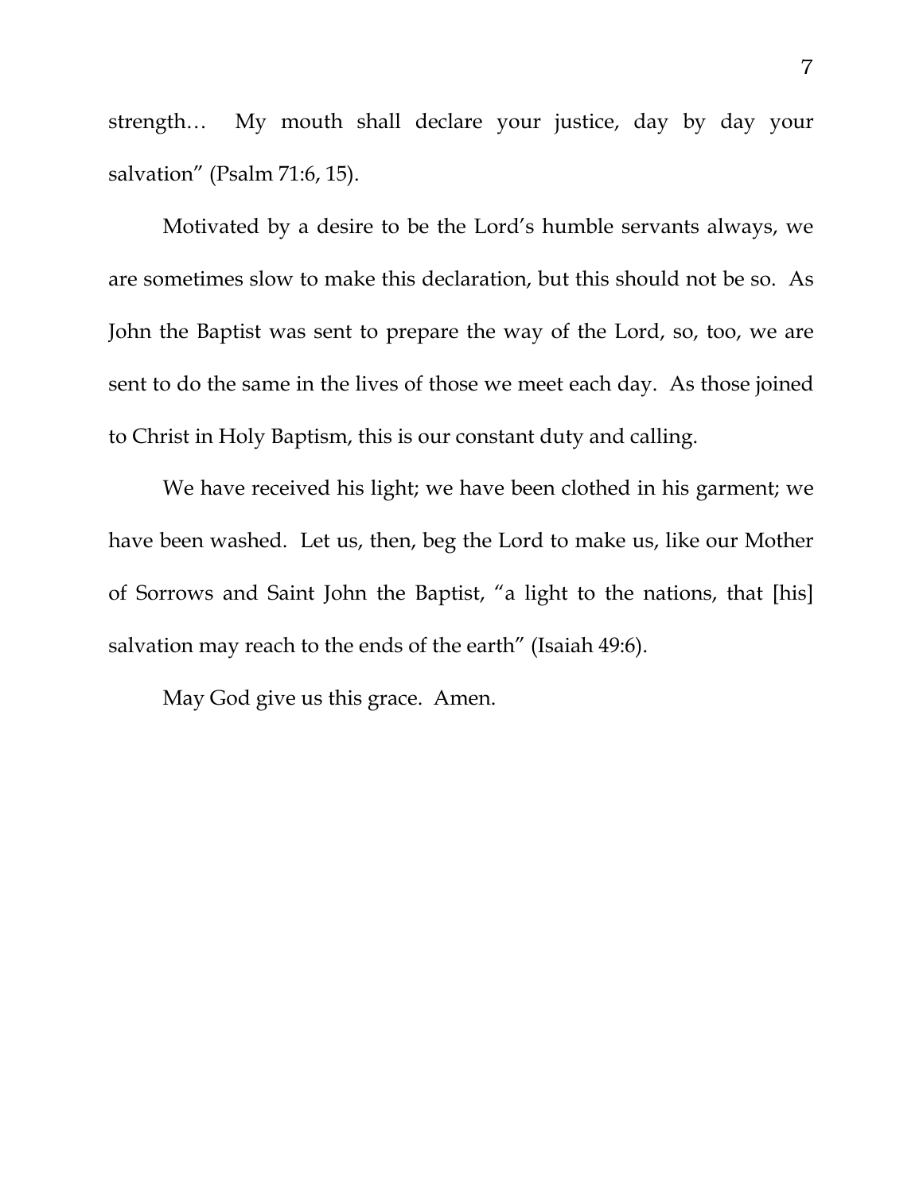strength… My mouth shall declare your justice, day by day your salvation" (Psalm 71:6, 15).

Motivated by a desire to be the Lord's humble servants always, we are sometimes slow to make this declaration, but this should not be so. As John the Baptist was sent to prepare the way of the Lord, so, too, we are sent to do the same in the lives of those we meet each day. As those joined to Christ in Holy Baptism, this is our constant duty and calling.

We have received his light; we have been clothed in his garment; we have been washed. Let us, then, beg the Lord to make us, like our Mother of Sorrows and Saint John the Baptist, "a light to the nations, that [his] salvation may reach to the ends of the earth" (Isaiah 49:6).

May God give us this grace. Amen.